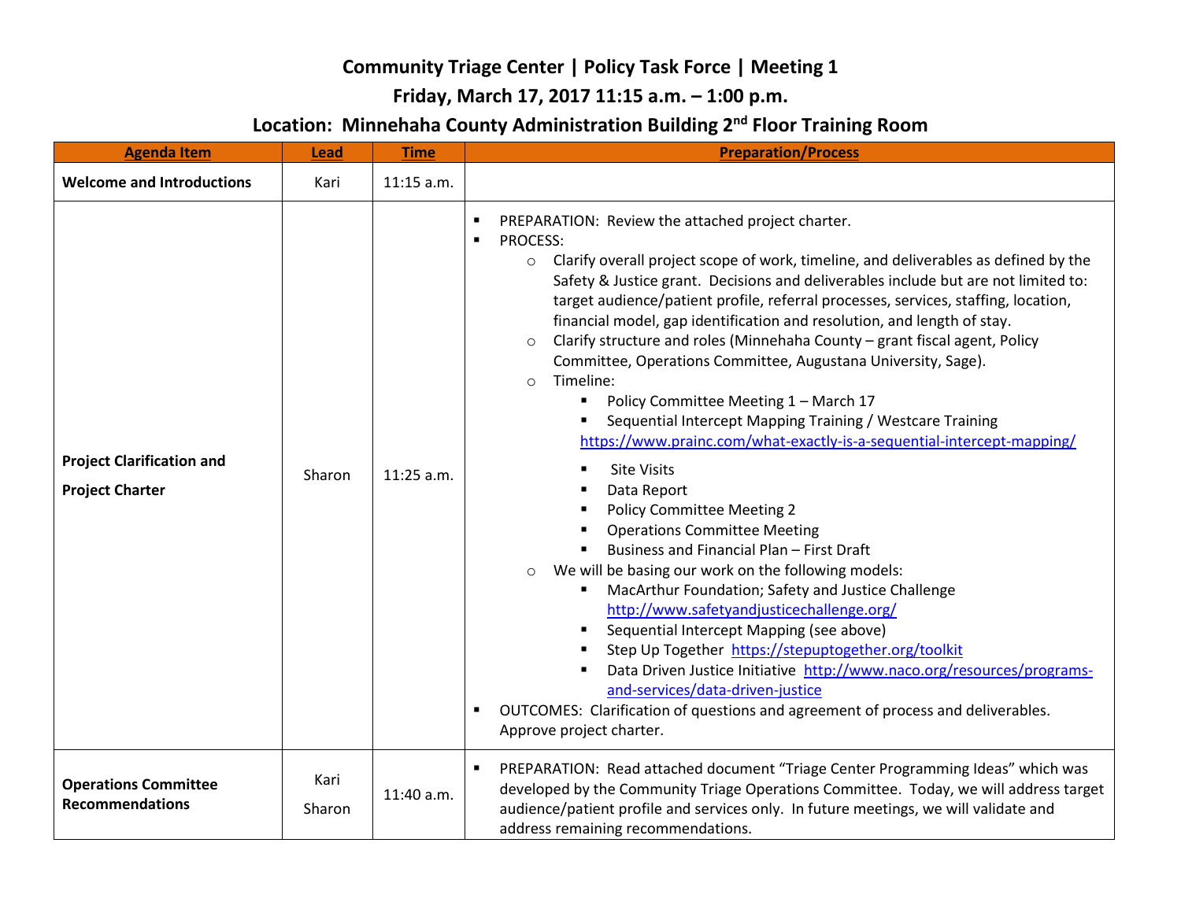# Community Triage Center | Policy Task Force | Meeting 1

## Friday, March 17, 2017 11:15 a.m. – 1:00 p.m.

## Location: Minnehaha County Administration Building 2nd Floor Training Room

| Agenda Item | Lead | Time | Preparation/Process |
|---|---|---|---|
| **Welcome and Introductions** | Kari | 11:15 a.m. | |
| **Project Clarification and Project Charter** | Sharon | 11:25 a.m. | ▪ PREPARATION: Review the attached project charter.<br>▪ PROCESS:<br>○ Clarify overall project scope of work, timeline, and deliverables as defined by the Safety & Justice grant. Decisions and deliverables include but are not limited to: target audience/patient profile, referral processes, services, staffing, location, financial model, gap identification and resolution, and length of stay.<br>○ Clarify structure and roles (Minnehaha County – grant fiscal agent, Policy Committee, Operations Committee, Augustana University, Sage).<br>○ Timeline:<br>▪ Policy Committee Meeting 1 – March 17<br>▪ Sequential Intercept Mapping Training / Westcare Training https://www.prainc.com/what-exactly-is-a-sequential-intercept-mapping/<br>▪ Site Visits<br>▪ Data Report<br>▪ Policy Committee Meeting 2<br>▪ Operations Committee Meeting<br>▪ Business and Financial Plan – First Draft<br>○ We will be basing our work on the following models:<br>▪ MacArthur Foundation; Safety and Justice Challenge http://www.safetyandjusticechallenge.org/<br>▪ Sequential Intercept Mapping (see above)<br>▪ Step Up Together https://stepuptogether.org/toolkit<br>▪ Data Driven Justice Initiative http://www.naco.org/resources/programs-and-services/data-driven-justice<br>▪ OUTCOMES: Clarification of questions and agreement of process and deliverables. Approve project charter. |
| **Operations Committee Recommendations** | Kari<br>Sharon | 11:40 a.m. | ▪ PREPARATION: Read attached document "Triage Center Programming Ideas" which was developed by the Community Triage Operations Committee. Today, we will address target audience/patient profile and services only. In future meetings, we will validate and address remaining recommendations. |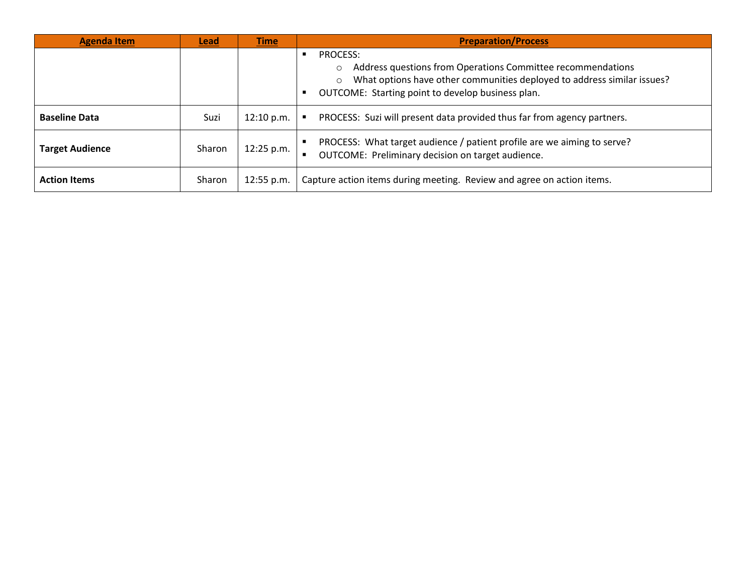| Agenda Item | Lead | Time | Preparation/Process |
| --- | --- | --- | --- |
| | | | ▪ PROCESS:<br>○ Address questions from Operations Committee recommendations<br>○ What options have other communities deployed to address similar issues?<br>▪ OUTCOME: Starting point to develop business plan. |
| **Baseline Data** | Suzi | 12:10 p.m. | ▪ PROCESS: Suzi will present data provided thus far from agency partners. |
| **Target Audience** | Sharon | 12:25 p.m. | ▪ PROCESS: What target audience / patient profile are we aiming to serve?<br>▪ OUTCOME: Preliminary decision on target audience. |
| **Action Items** | Sharon | 12:55 p.m. | Capture action items during meeting. Review and agree on action items. |